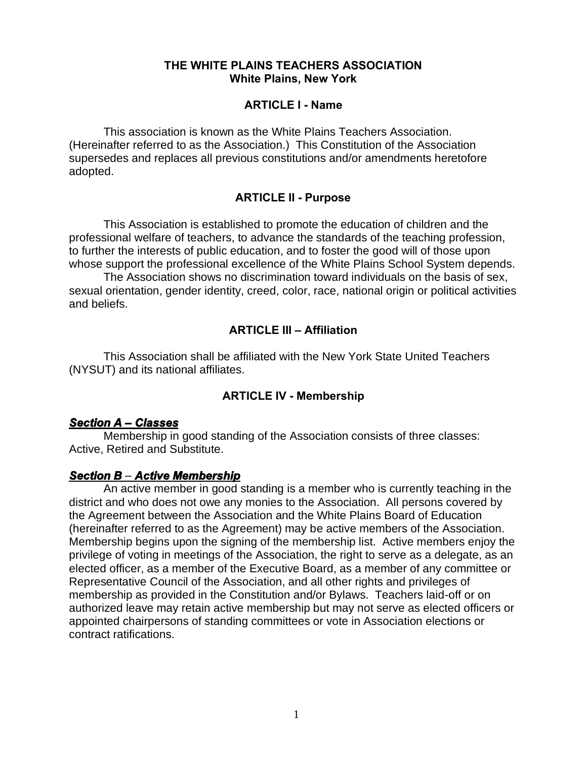# THE WHITE PLAINS TEACHERS ASSOCIATION
**White Plains, New York**

## ARTICLE I - Name

This association is known as the White Plains Teachers Association. (Hereinafter referred to as the Association.) This Constitution of the Association supersedes and replaces all previous constitutions and/or amendments heretofore adopted.

## ARTICLE II - Purpose

This Association is established to promote the education of children and the professional welfare of teachers, to advance the standards of the teaching profession, to further the interests of public education, and to foster the good will of those upon whose support the professional excellence of the White Plains School System depends.

The Association shows no discrimination toward individuals on the basis of sex, sexual orientation, gender identity, creed, color, race, national origin or political activities and beliefs.

## ARTICLE III – Affiliation

This Association shall be affiliated with the New York State United Teachers (NYSUT) and its national affiliates.

## ARTICLE IV - Membership

### ***Section A – Classes***

Membership in good standing of the Association consists of three classes: Active, Retired and Substitute.

### ***Section B – Active Membership***

An active member in good standing is a member who is currently teaching in the district and who does not owe any monies to the Association. All persons covered by the Agreement between the Association and the White Plains Board of Education (hereinafter referred to as the Agreement) may be active members of the Association. Membership begins upon the signing of the membership list. Active members enjoy the privilege of voting in meetings of the Association, the right to serve as a delegate, as an elected officer, as a member of the Executive Board, as a member of any committee or Representative Council of the Association, and all other rights and privileges of membership as provided in the Constitution and/or Bylaws. Teachers laid-off or on authorized leave may retain active membership but may not serve as elected officers or appointed chairpersons of standing committees or vote in Association elections or contract ratifications.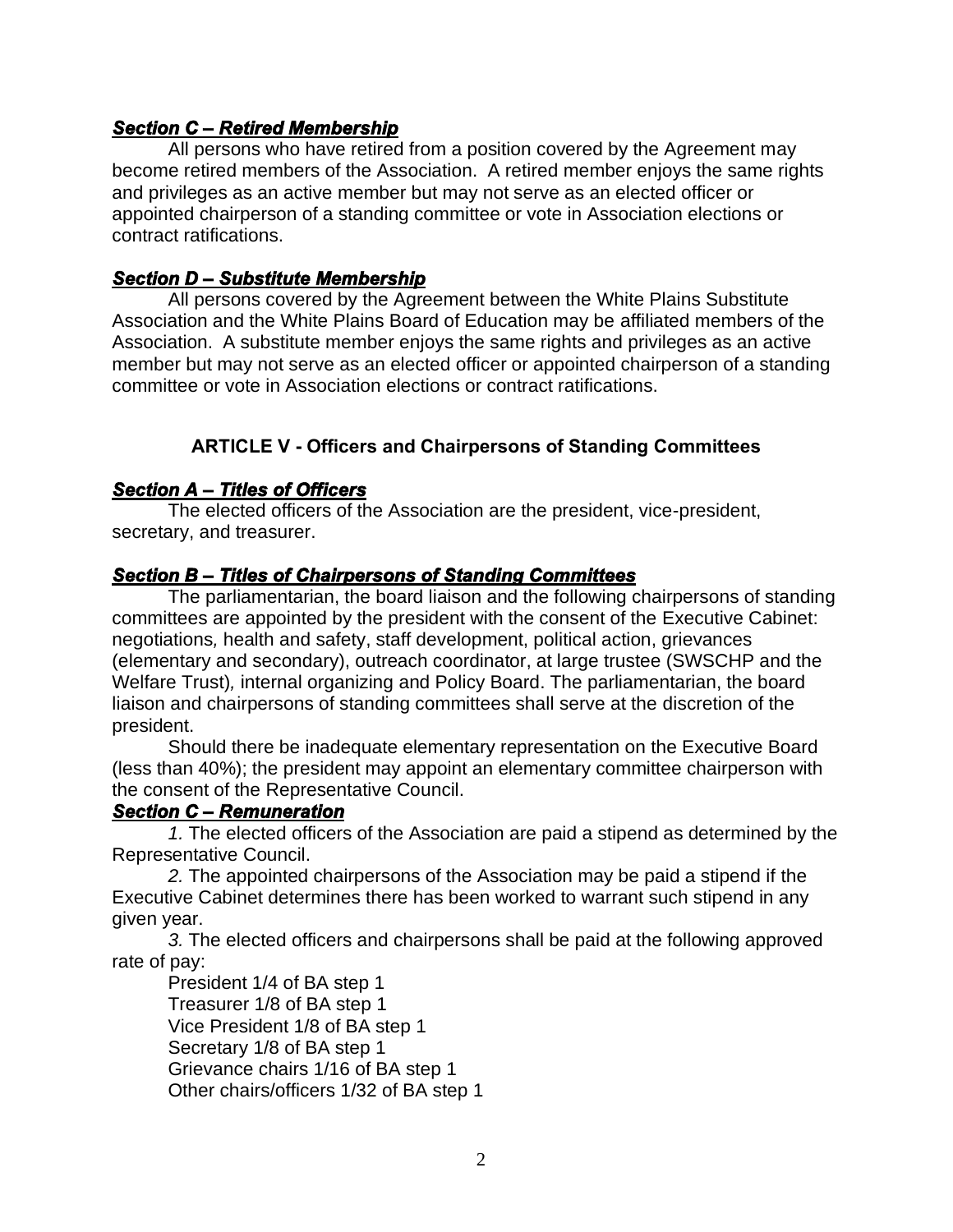### ***Section C – Retired Membership***

All persons who have retired from a position covered by the Agreement may become retired members of the Association. A retired member enjoys the same rights and privileges as an active member but may not serve as an elected officer or appointed chairperson of a standing committee or vote in Association elections or contract ratifications.

### ***Section D – Substitute Membership***

All persons covered by the Agreement between the White Plains Substitute Association and the White Plains Board of Education may be affiliated members of the Association. A substitute member enjoys the same rights and privileges as an active member but may not serve as an elected officer or appointed chairperson of a standing committee or vote in Association elections or contract ratifications.

## ARTICLE V - Officers and Chairpersons of Standing Committees

### ***Section A – Titles of Officers***

The elected officers of the Association are the president, vice-president, secretary, and treasurer.

### ***Section B – Titles of Chairpersons of Standing Committees***

The parliamentarian, the board liaison and the following chairpersons of standing committees are appointed by the president with the consent of the Executive Cabinet: negotiations, health and safety, staff development, political action, grievances (elementary and secondary), outreach coordinator, at large trustee (SWSCHP and the Welfare Trust), internal organizing and Policy Board. The parliamentarian, the board liaison and chairpersons of standing committees shall serve at the discretion of the president.

Should there be inadequate elementary representation on the Executive Board (less than 40%); the president may appoint an elementary committee chairperson with the consent of the Representative Council.

### ***Section C – Remuneration***

*1.* The elected officers of the Association are paid a stipend as determined by the Representative Council.

*2.* The appointed chairpersons of the Association may be paid a stipend if the Executive Cabinet determines there has been worked to warrant such stipend in any given year.

*3.* The elected officers and chairpersons shall be paid at the following approved rate of pay:

President 1/4 of BA step 1
Treasurer 1/8 of BA step 1
Vice President 1/8 of BA step 1
Secretary 1/8 of BA step 1
Grievance chairs 1/16 of BA step 1
Other chairs/officers 1/32 of BA step 1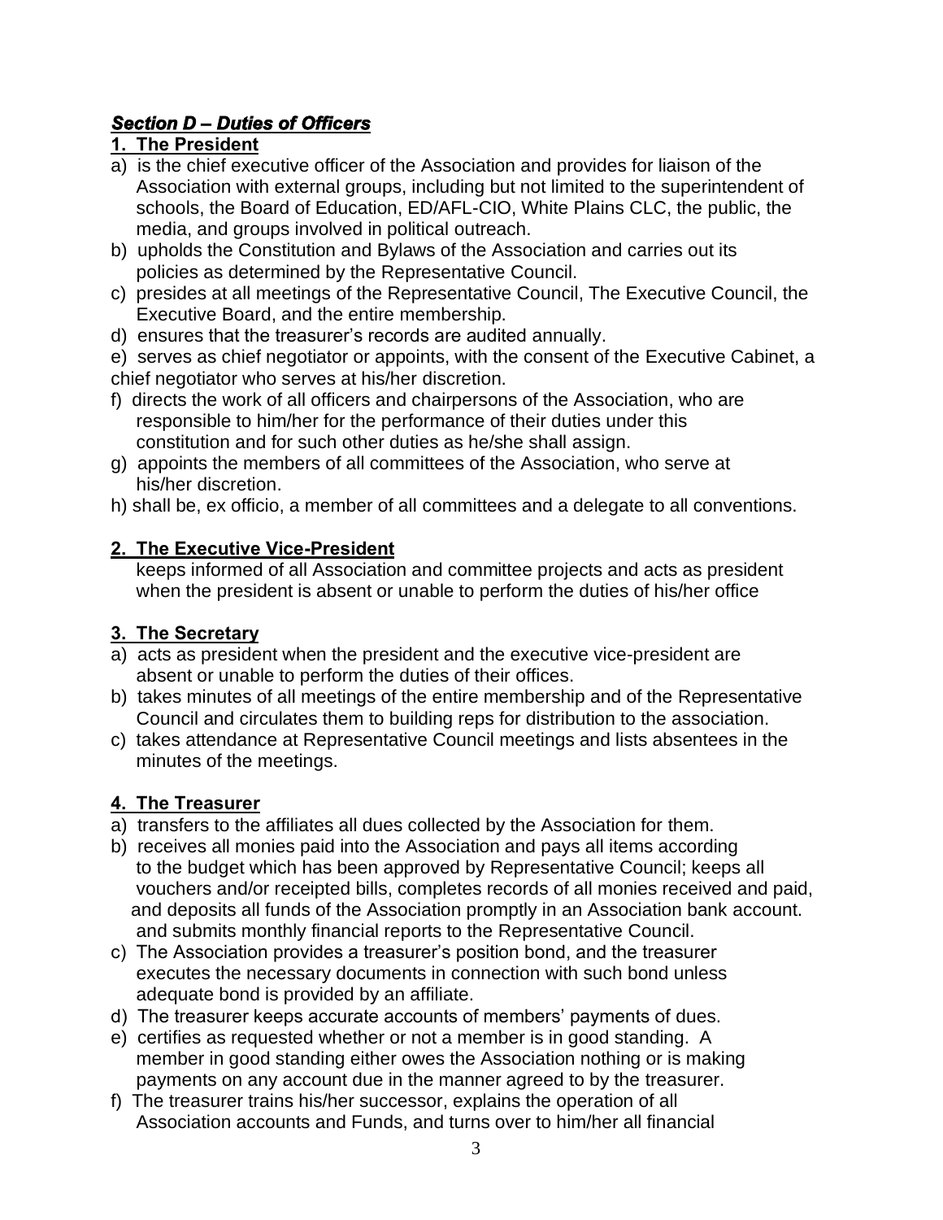## ***Section D – Duties of Officers***

### 1. The President

a) is the chief executive officer of the Association and provides for liaison of the Association with external groups, including but not limited to the superintendent of schools, the Board of Education, ED/AFL-CIO, White Plains CLC, the public, the media, and groups involved in political outreach.
b) upholds the Constitution and Bylaws of the Association and carries out its policies as determined by the Representative Council.
c) presides at all meetings of the Representative Council, The Executive Council, the Executive Board, and the entire membership.
d) ensures that the treasurer's records are audited annually.
e) serves as chief negotiator or appoints, with the consent of the Executive Cabinet, a chief negotiator who serves at his/her discretion.
f) directs the work of all officers and chairpersons of the Association, who are responsible to him/her for the performance of their duties under this constitution and for such other duties as he/she shall assign.
g) appoints the members of all committees of the Association, who serve at his/her discretion.
h) shall be, ex officio, a member of all committees and a delegate to all conventions.

### 2. The Executive Vice-President

keeps informed of all Association and committee projects and acts as president when the president is absent or unable to perform the duties of his/her office

### 3. The Secretary

a) acts as president when the president and the executive vice-president are absent or unable to perform the duties of their offices.
b) takes minutes of all meetings of the entire membership and of the Representative Council and circulates them to building reps for distribution to the association.
c) takes attendance at Representative Council meetings and lists absentees in the minutes of the meetings.

### 4. The Treasurer

a) transfers to the affiliates all dues collected by the Association for them.
b) receives all monies paid into the Association and pays all items according to the budget which has been approved by Representative Council; keeps all vouchers and/or receipted bills, completes records of all monies received and paid, and deposits all funds of the Association promptly in an Association bank account. and submits monthly financial reports to the Representative Council.
c) The Association provides a treasurer's position bond, and the treasurer executes the necessary documents in connection with such bond unless adequate bond is provided by an affiliate.
d) The treasurer keeps accurate accounts of members' payments of dues.
e) certifies as requested whether or not a member is in good standing. A member in good standing either owes the Association nothing or is making payments on any account due in the manner agreed to by the treasurer.
f) The treasurer trains his/her successor, explains the operation of all Association accounts and Funds, and turns over to him/her all financial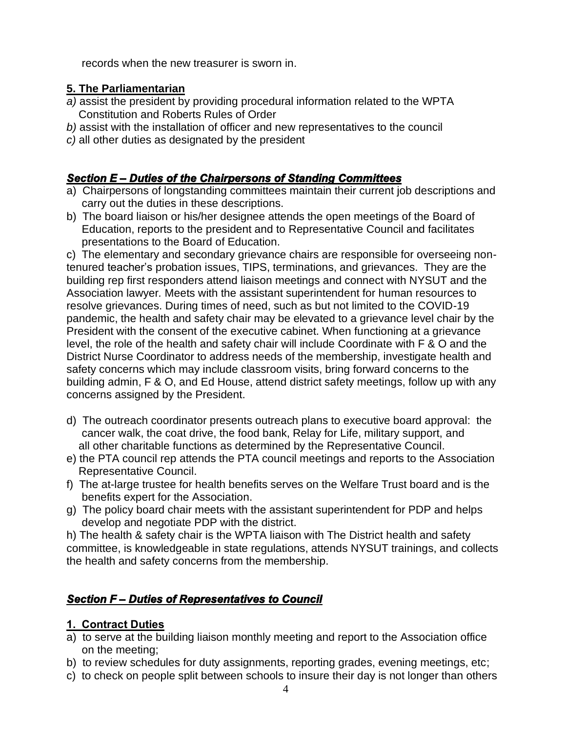records when the new treasurer is sworn in.

**5. The Parliamentarian**

*a)* assist the president by providing procedural information related to the WPTA Constitution and Roberts Rules of Order

*b)* assist with the installation of officer and new representatives to the council

*c)* all other duties as designated by the president

## ***Section E – Duties of the Chairpersons of Standing Committees***

a) Chairpersons of longstanding committees maintain their current job descriptions and carry out the duties in these descriptions.

b) The board liaison or his/her designee attends the open meetings of the Board of Education, reports to the president and to Representative Council and facilitates presentations to the Board of Education.

c) The elementary and secondary grievance chairs are responsible for overseeing non-tenured teacher's probation issues, TIPS, terminations, and grievances. They are the building rep first responders attend liaison meetings and connect with NYSUT and the Association lawyer. Meets with the assistant superintendent for human resources to resolve grievances. During times of need, such as but not limited to the COVID-19 pandemic, the health and safety chair may be elevated to a grievance level chair by the President with the consent of the executive cabinet. When functioning at a grievance level, the role of the health and safety chair will include Coordinate with F & O and the District Nurse Coordinator to address needs of the membership, investigate health and safety concerns which may include classroom visits, bring forward concerns to the building admin, F & O, and Ed House, attend district safety meetings, follow up with any concerns assigned by the President.

d) The outreach coordinator presents outreach plans to executive board approval: the cancer walk, the coat drive, the food bank, Relay for Life, military support, and all other charitable functions as determined by the Representative Council.

e) the PTA council rep attends the PTA council meetings and reports to the Association Representative Council.

f) The at-large trustee for health benefits serves on the Welfare Trust board and is the benefits expert for the Association.

g) The policy board chair meets with the assistant superintendent for PDP and helps develop and negotiate PDP with the district.

h) The health & safety chair is the WPTA liaison with The District health and safety committee, is knowledgeable in state regulations, attends NYSUT trainings, and collects the health and safety concerns from the membership.

## ***Section F – Duties of Representatives to Council***

**1. Contract Duties**

a) to serve at the building liaison monthly meeting and report to the Association office on the meeting;

b) to review schedules for duty assignments, reporting grades, evening meetings, etc;

c) to check on people split between schools to insure their day is not longer than others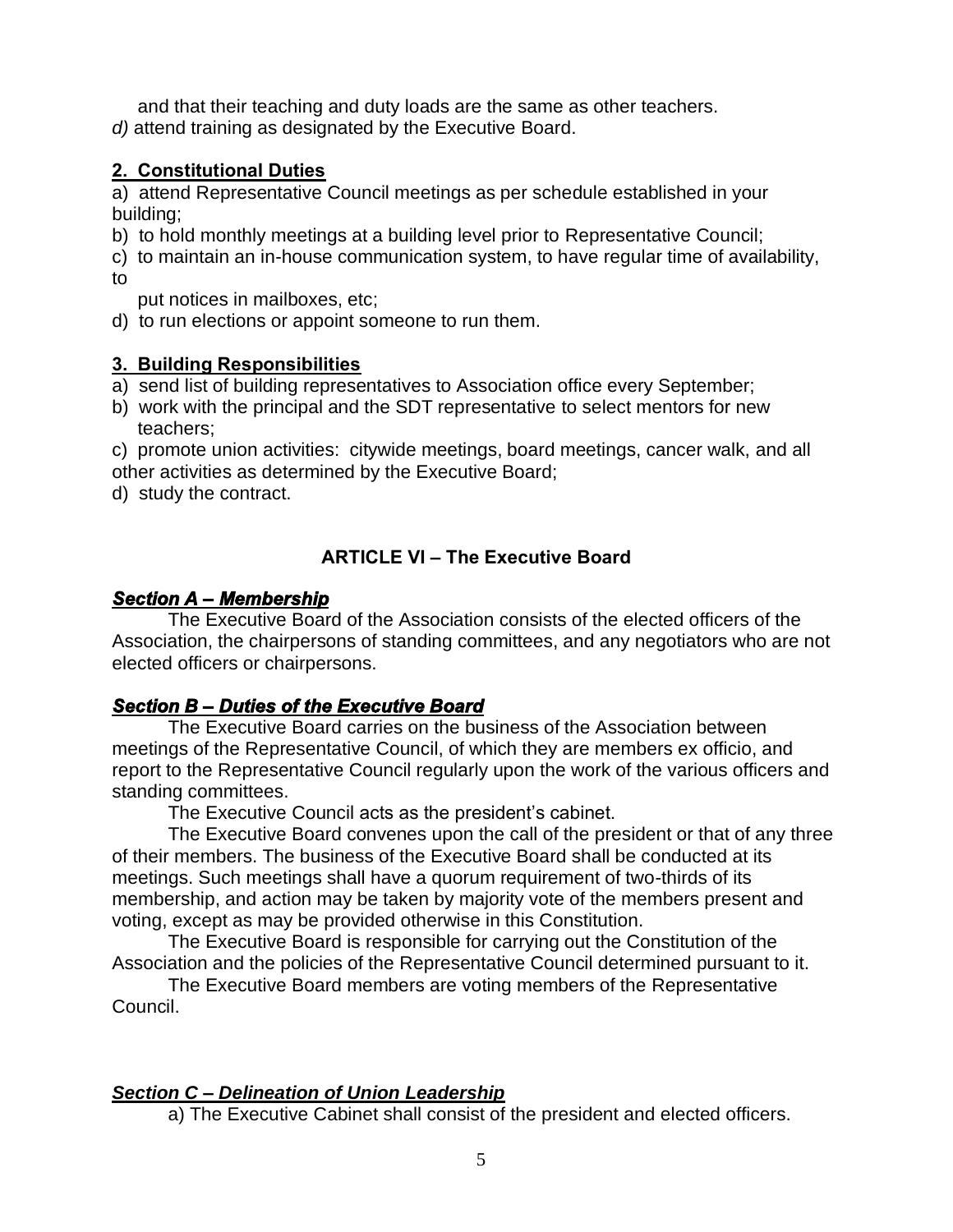and that their teaching and duty loads are the same as other teachers.
*d)* attend training as designated by the Executive Board.

**2. Constitutional Duties**

a) attend Representative Council meetings as per schedule established in your building;
b) to hold monthly meetings at a building level prior to Representative Council;
c) to maintain an in-house communication system, to have regular time of availability, to put notices in mailboxes, etc;
d) to run elections or appoint someone to run them.

**3. Building Responsibilities**

a) send list of building representatives to Association office every September;
b) work with the principal and the SDT representative to select mentors for new teachers;
c) promote union activities: citywide meetings, board meetings, cancer walk, and all other activities as determined by the Executive Board;
d) study the contract.

## ARTICLE VI – The Executive Board

### *Section A – Membership*

The Executive Board of the Association consists of the elected officers of the Association, the chairpersons of standing committees, and any negotiators who are not elected officers or chairpersons.

### *Section B – Duties of the Executive Board*

The Executive Board carries on the business of the Association between meetings of the Representative Council, of which they are members ex officio, and report to the Representative Council regularly upon the work of the various officers and standing committees.

The Executive Council acts as the president's cabinet.

The Executive Board convenes upon the call of the president or that of any three of their members. The business of the Executive Board shall be conducted at its meetings. Such meetings shall have a quorum requirement of two-thirds of its membership, and action may be taken by majority vote of the members present and voting, except as may be provided otherwise in this Constitution.

The Executive Board is responsible for carrying out the Constitution of the Association and the policies of the Representative Council determined pursuant to it.

The Executive Board members are voting members of the Representative Council.

### *Section C – Delineation of Union Leadership*

a) The Executive Cabinet shall consist of the president and elected officers.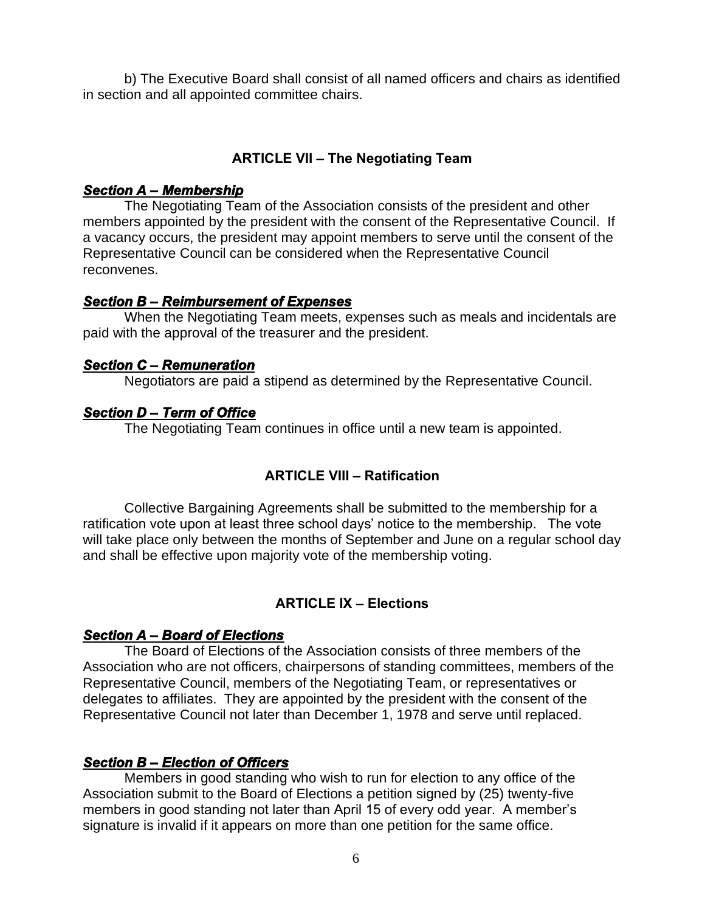b) The Executive Board shall consist of all named officers and chairs as identified in section and all appointed committee chairs.

## ARTICLE VII – The Negotiating Team

### ***Section A – Membership***

The Negotiating Team of the Association consists of the president and other members appointed by the president with the consent of the Representative Council. If a vacancy occurs, the president may appoint members to serve until the consent of the Representative Council can be considered when the Representative Council reconvenes.

### ***Section B – Reimbursement of Expenses***

When the Negotiating Team meets, expenses such as meals and incidentals are paid with the approval of the treasurer and the president.

### ***Section C – Remuneration***

Negotiators are paid a stipend as determined by the Representative Council.

### ***Section D – Term of Office***

The Negotiating Team continues in office until a new team is appointed.

## ARTICLE VIII – Ratification

Collective Bargaining Agreements shall be submitted to the membership for a ratification vote upon at least three school days' notice to the membership. The vote will take place only between the months of September and June on a regular school day and shall be effective upon majority vote of the membership voting.

## ARTICLE IX – Elections

### ***Section A – Board of Elections***

The Board of Elections of the Association consists of three members of the Association who are not officers, chairpersons of standing committees, members of the Representative Council, members of the Negotiating Team, or representatives or delegates to affiliates. They are appointed by the president with the consent of the Representative Council not later than December 1, 1978 and serve until replaced.

### ***Section B – Election of Officers***

Members in good standing who wish to run for election to any office of the Association submit to the Board of Elections a petition signed by (25) twenty-five members in good standing not later than April 15 of every odd year. A member's signature is invalid if it appears on more than one petition for the same office.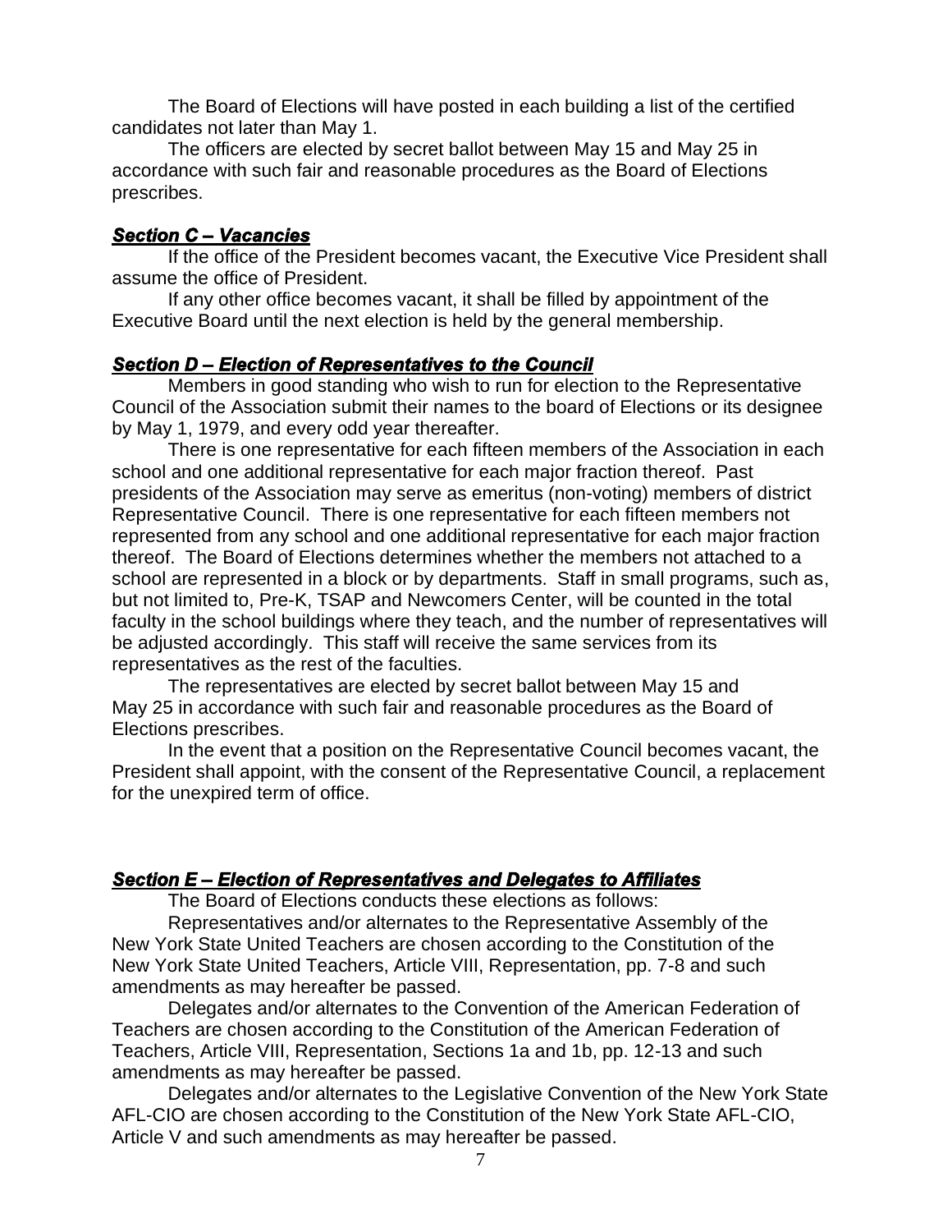The Board of Elections will have posted in each building a list of the certified candidates not later than May 1.

The officers are elected by secret ballot between May 15 and May 25 in accordance with such fair and reasonable procedures as the Board of Elections prescribes.

### ***Section C – Vacancies***

If the office of the President becomes vacant, the Executive Vice President shall assume the office of President.

If any other office becomes vacant, it shall be filled by appointment of the Executive Board until the next election is held by the general membership.

### ***Section D – Election of Representatives to the Council***

Members in good standing who wish to run for election to the Representative Council of the Association submit their names to the board of Elections or its designee by May 1, 1979, and every odd year thereafter.

There is one representative for each fifteen members of the Association in each school and one additional representative for each major fraction thereof. Past presidents of the Association may serve as emeritus (non-voting) members of district Representative Council. There is one representative for each fifteen members not represented from any school and one additional representative for each major fraction thereof. The Board of Elections determines whether the members not attached to a school are represented in a block or by departments. Staff in small programs, such as, but not limited to, Pre-K, TSAP and Newcomers Center, will be counted in the total faculty in the school buildings where they teach, and the number of representatives will be adjusted accordingly. This staff will receive the same services from its representatives as the rest of the faculties.

The representatives are elected by secret ballot between May 15 and May 25 in accordance with such fair and reasonable procedures as the Board of Elections prescribes.

In the event that a position on the Representative Council becomes vacant, the President shall appoint, with the consent of the Representative Council, a replacement for the unexpired term of office.

### ***Section E – Election of Representatives and Delegates to Affiliates***

The Board of Elections conducts these elections as follows:

Representatives and/or alternates to the Representative Assembly of the New York State United Teachers are chosen according to the Constitution of the New York State United Teachers, Article VIII, Representation, pp. 7-8 and such amendments as may hereafter be passed.

Delegates and/or alternates to the Convention of the American Federation of Teachers are chosen according to the Constitution of the American Federation of Teachers, Article VIII, Representation, Sections 1a and 1b, pp. 12-13 and such amendments as may hereafter be passed.

Delegates and/or alternates to the Legislative Convention of the New York State AFL-CIO are chosen according to the Constitution of the New York State AFL-CIO, Article V and such amendments as may hereafter be passed.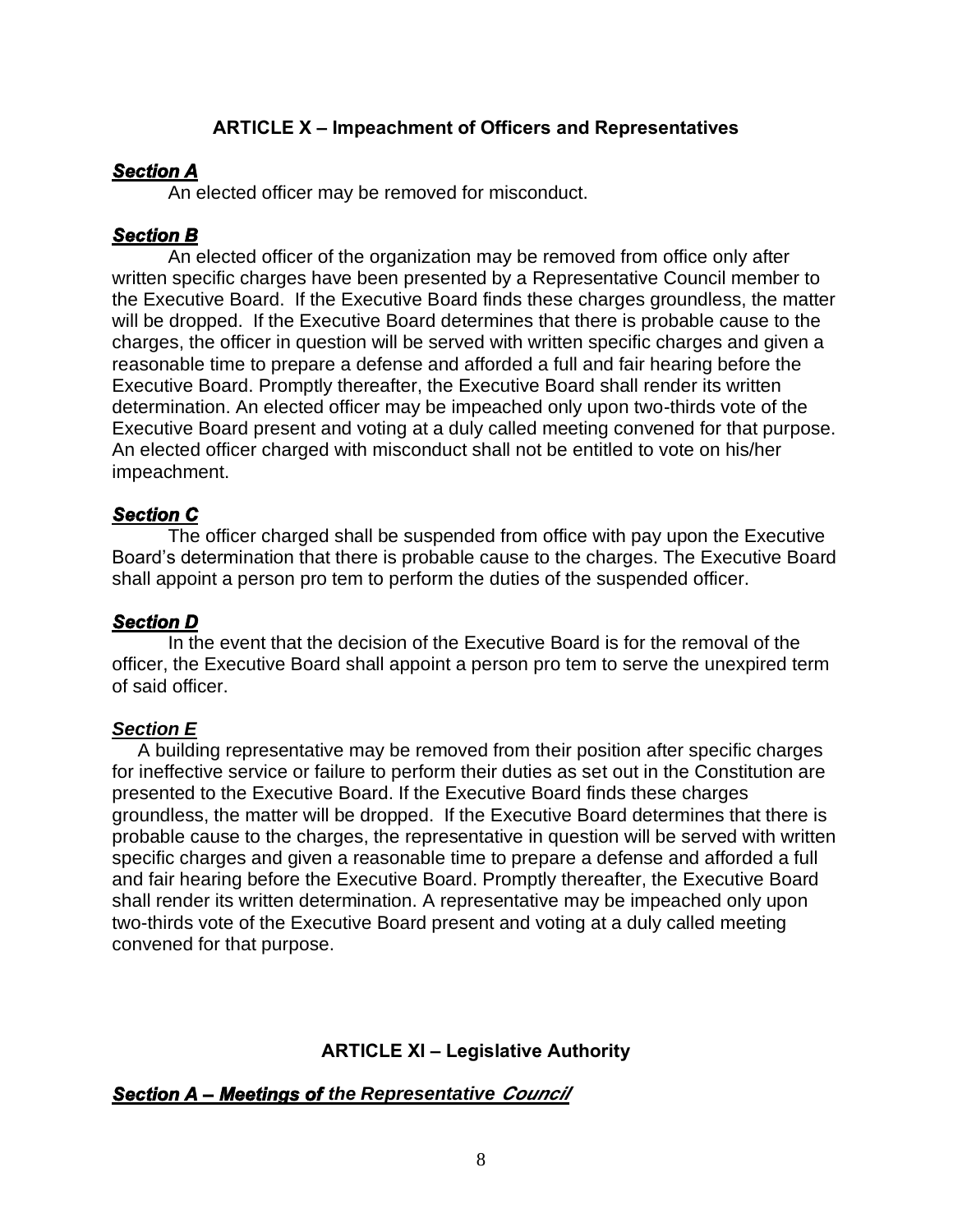## ARTICLE X – Impeachment of Officers and Representatives

***Section A***

An elected officer may be removed for misconduct.

***Section B***

An elected officer of the organization may be removed from office only after written specific charges have been presented by a Representative Council member to the Executive Board. If the Executive Board finds these charges groundless, the matter will be dropped. If the Executive Board determines that there is probable cause to the charges, the officer in question will be served with written specific charges and given a reasonable time to prepare a defense and afforded a full and fair hearing before the Executive Board. Promptly thereafter, the Executive Board shall render its written determination. An elected officer may be impeached only upon two-thirds vote of the Executive Board present and voting at a duly called meeting convened for that purpose. An elected officer charged with misconduct shall not be entitled to vote on his/her impeachment.

***Section C***

The officer charged shall be suspended from office with pay upon the Executive Board's determination that there is probable cause to the charges. The Executive Board shall appoint a person pro tem to perform the duties of the suspended officer.

***Section D***

In the event that the decision of the Executive Board is for the removal of the officer, the Executive Board shall appoint a person pro tem to serve the unexpired term of said officer.

***Section E***

A building representative may be removed from their position after specific charges for ineffective service or failure to perform their duties as set out in the Constitution are presented to the Executive Board. If the Executive Board finds these charges groundless, the matter will be dropped. If the Executive Board determines that there is probable cause to the charges, the representative in question will be served with written specific charges and given a reasonable time to prepare a defense and afforded a full and fair hearing before the Executive Board. Promptly thereafter, the Executive Board shall render its written determination. A representative may be impeached only upon two-thirds vote of the Executive Board present and voting at a duly called meeting convened for that purpose.

## ARTICLE XI – Legislative Authority

***Section A – Meetings of the Representative Council***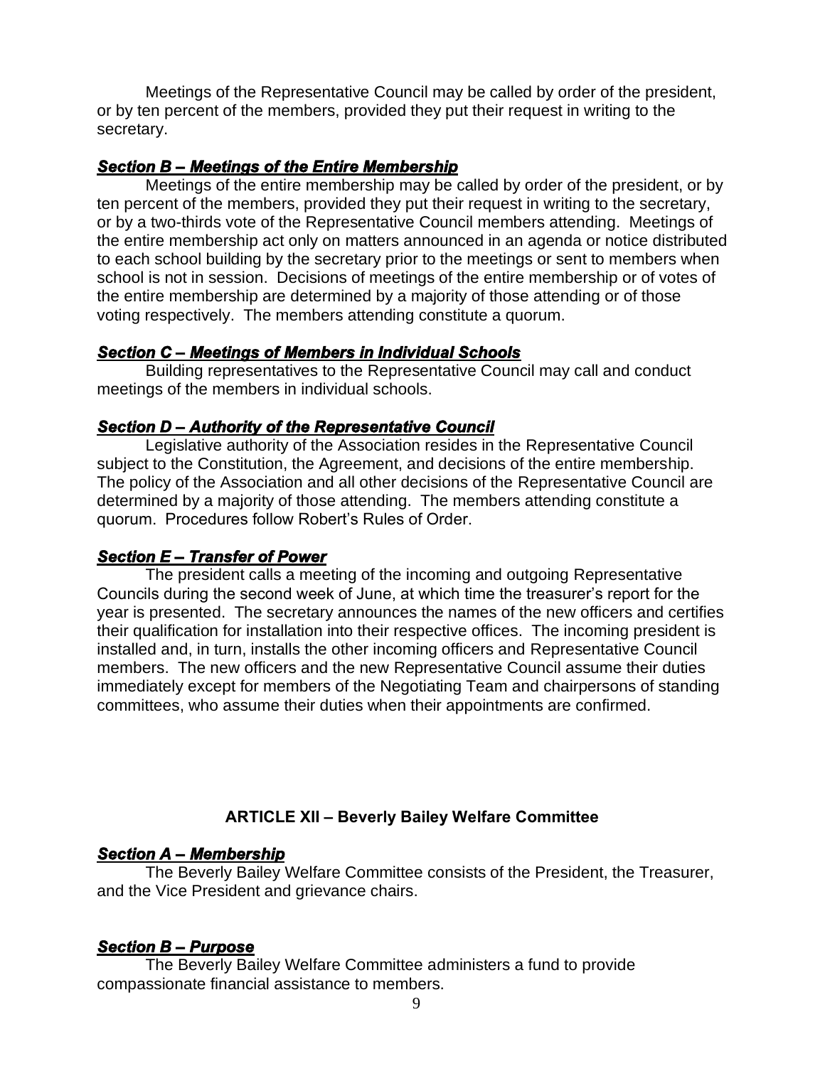Meetings of the Representative Council may be called by order of the president, or by ten percent of the members, provided they put their request in writing to the secretary.

### ***Section B – Meetings of the Entire Membership***

Meetings of the entire membership may be called by order of the president, or by ten percent of the members, provided they put their request in writing to the secretary, or by a two-thirds vote of the Representative Council members attending. Meetings of the entire membership act only on matters announced in an agenda or notice distributed to each school building by the secretary prior to the meetings or sent to members when school is not in session. Decisions of meetings of the entire membership or of votes of the entire membership are determined by a majority of those attending or of those voting respectively. The members attending constitute a quorum.

### ***Section C – Meetings of Members in Individual Schools***

Building representatives to the Representative Council may call and conduct meetings of the members in individual schools.

### ***Section D – Authority of the Representative Council***

Legislative authority of the Association resides in the Representative Council subject to the Constitution, the Agreement, and decisions of the entire membership. The policy of the Association and all other decisions of the Representative Council are determined by a majority of those attending. The members attending constitute a quorum. Procedures follow Robert's Rules of Order.

### ***Section E – Transfer of Power***

The president calls a meeting of the incoming and outgoing Representative Councils during the second week of June, at which time the treasurer's report for the year is presented. The secretary announces the names of the new officers and certifies their qualification for installation into their respective offices. The incoming president is installed and, in turn, installs the other incoming officers and Representative Council members. The new officers and the new Representative Council assume their duties immediately except for members of the Negotiating Team and chairpersons of standing committees, who assume their duties when their appointments are confirmed.

## ARTICLE XII – Beverly Bailey Welfare Committee

### ***Section A – Membership***

The Beverly Bailey Welfare Committee consists of the President, the Treasurer, and the Vice President and grievance chairs.

### ***Section B – Purpose***

The Beverly Bailey Welfare Committee administers a fund to provide compassionate financial assistance to members.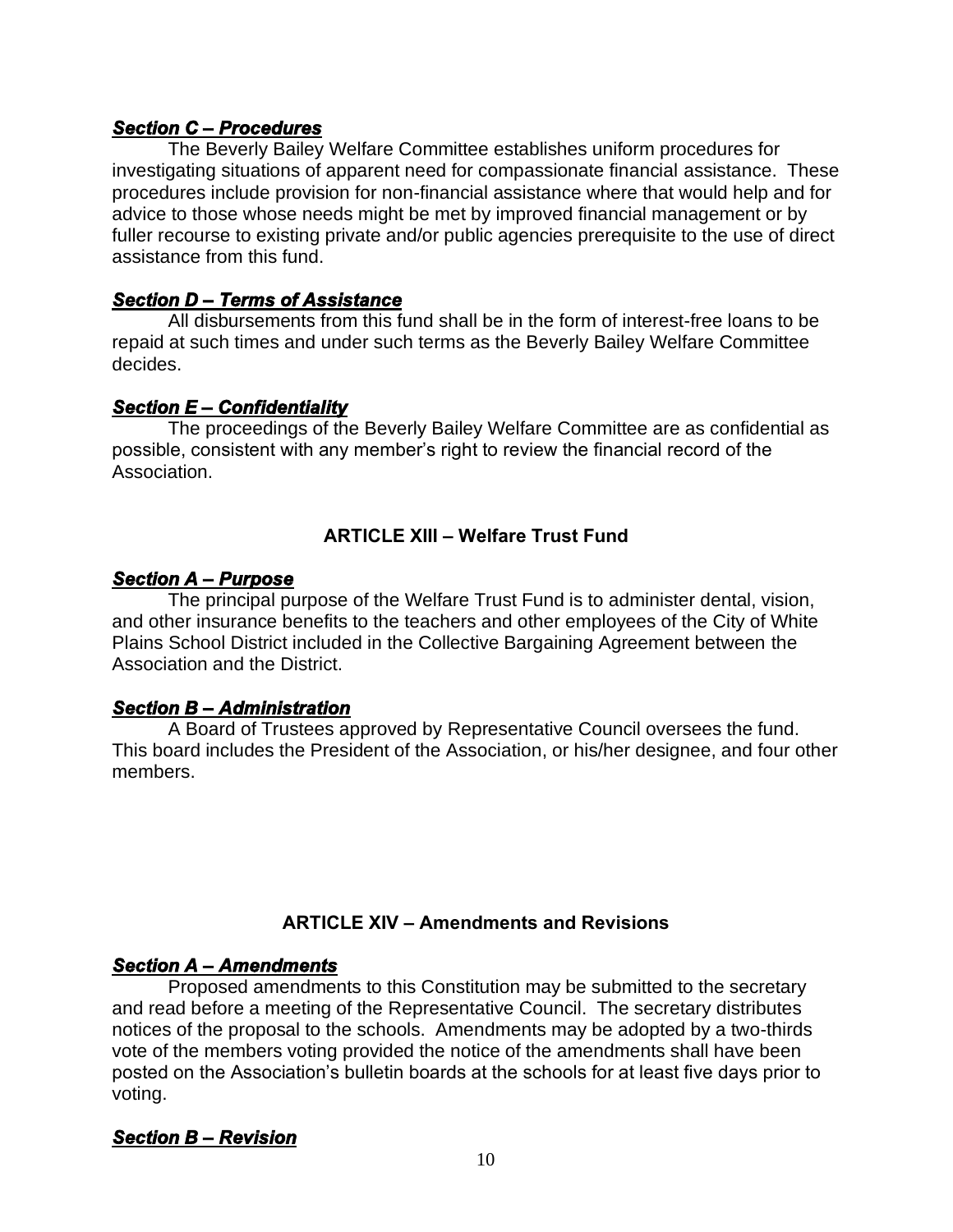***Section C – Procedures***

The Beverly Bailey Welfare Committee establishes uniform procedures for investigating situations of apparent need for compassionate financial assistance. These procedures include provision for non-financial assistance where that would help and for advice to those whose needs might be met by improved financial management or by fuller recourse to existing private and/or public agencies prerequisite to the use of direct assistance from this fund.

***Section D – Terms of Assistance***

All disbursements from this fund shall be in the form of interest-free loans to be repaid at such times and under such terms as the Beverly Bailey Welfare Committee decides.

***Section E – Confidentiality***

The proceedings of the Beverly Bailey Welfare Committee are as confidential as possible, consistent with any member's right to review the financial record of the Association.

## ARTICLE XIII – Welfare Trust Fund

***Section A – Purpose***

The principal purpose of the Welfare Trust Fund is to administer dental, vision, and other insurance benefits to the teachers and other employees of the City of White Plains School District included in the Collective Bargaining Agreement between the Association and the District.

***Section B – Administration***

A Board of Trustees approved by Representative Council oversees the fund. This board includes the President of the Association, or his/her designee, and four other members.

## ARTICLE XIV – Amendments and Revisions

***Section A – Amendments***

Proposed amendments to this Constitution may be submitted to the secretary and read before a meeting of the Representative Council. The secretary distributes notices of the proposal to the schools. Amendments may be adopted by a two-thirds vote of the members voting provided the notice of the amendments shall have been posted on the Association's bulletin boards at the schools for at least five days prior to voting.

***Section B – Revision***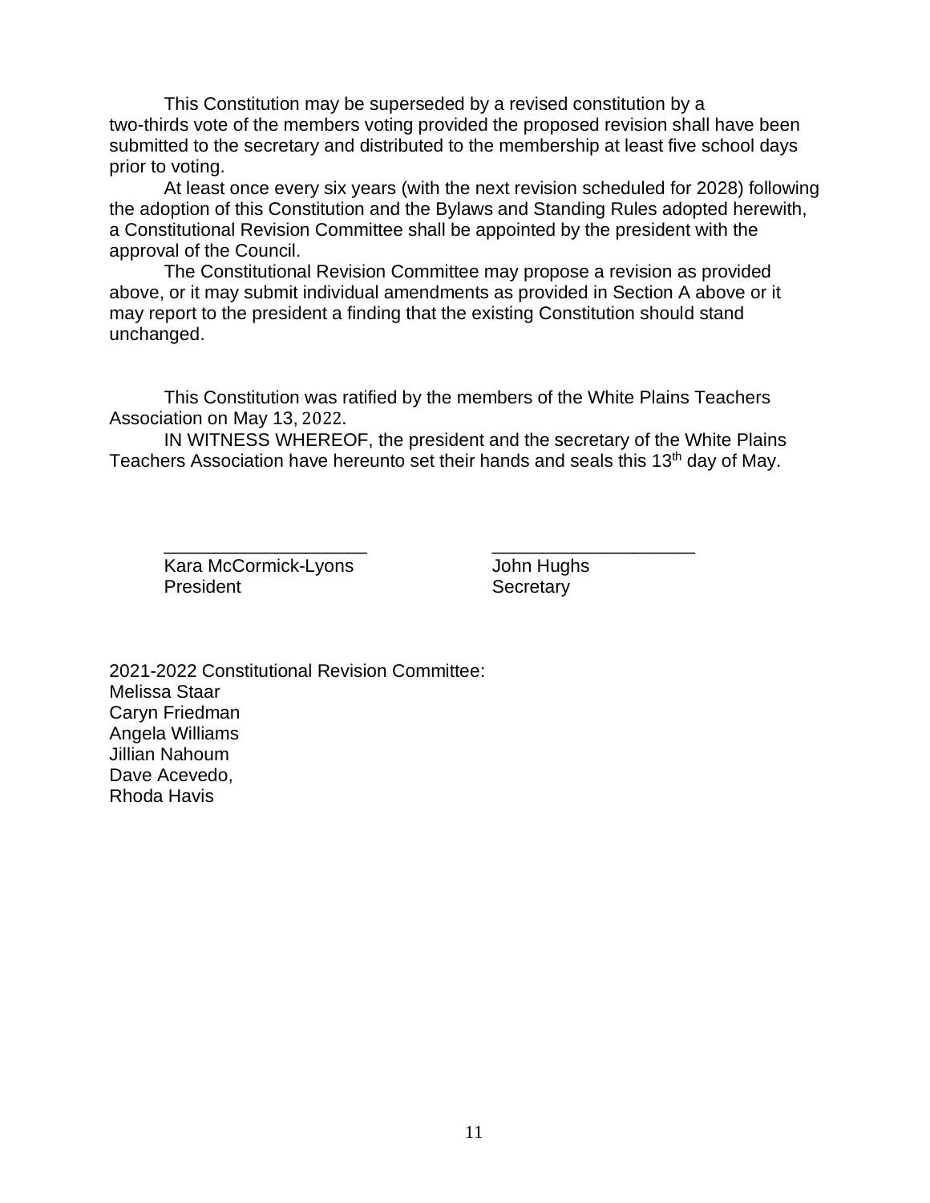This Constitution may be superseded by a revised constitution by a two-thirds vote of the members voting provided the proposed revision shall have been submitted to the secretary and distributed to the membership at least five school days prior to voting.

At least once every six years (with the next revision scheduled for 2028) following the adoption of this Constitution and the Bylaws and Standing Rules adopted herewith, a Constitutional Revision Committee shall be appointed by the president with the approval of the Council.

The Constitutional Revision Committee may propose a revision as provided above, or it may submit individual amendments as provided in Section A above or it may report to the president a finding that the existing Constitution should stand unchanged.

This Constitution was ratified by the members of the White Plains Teachers Association on May 13, 2022.

IN WITNESS WHEREOF, the president and the secretary of the White Plains Teachers Association have hereunto set their hands and seals this 13th day of May.

____________________ ____________________

Kara McCormick-Lyons  
President

John Hughs  
Secretary

2021-2022 Constitutional Revision Committee:  
Melissa Staar  
Caryn Friedman  
Angela Williams  
Jillian Nahoum  
Dave Acevedo,  
Rhoda Havis